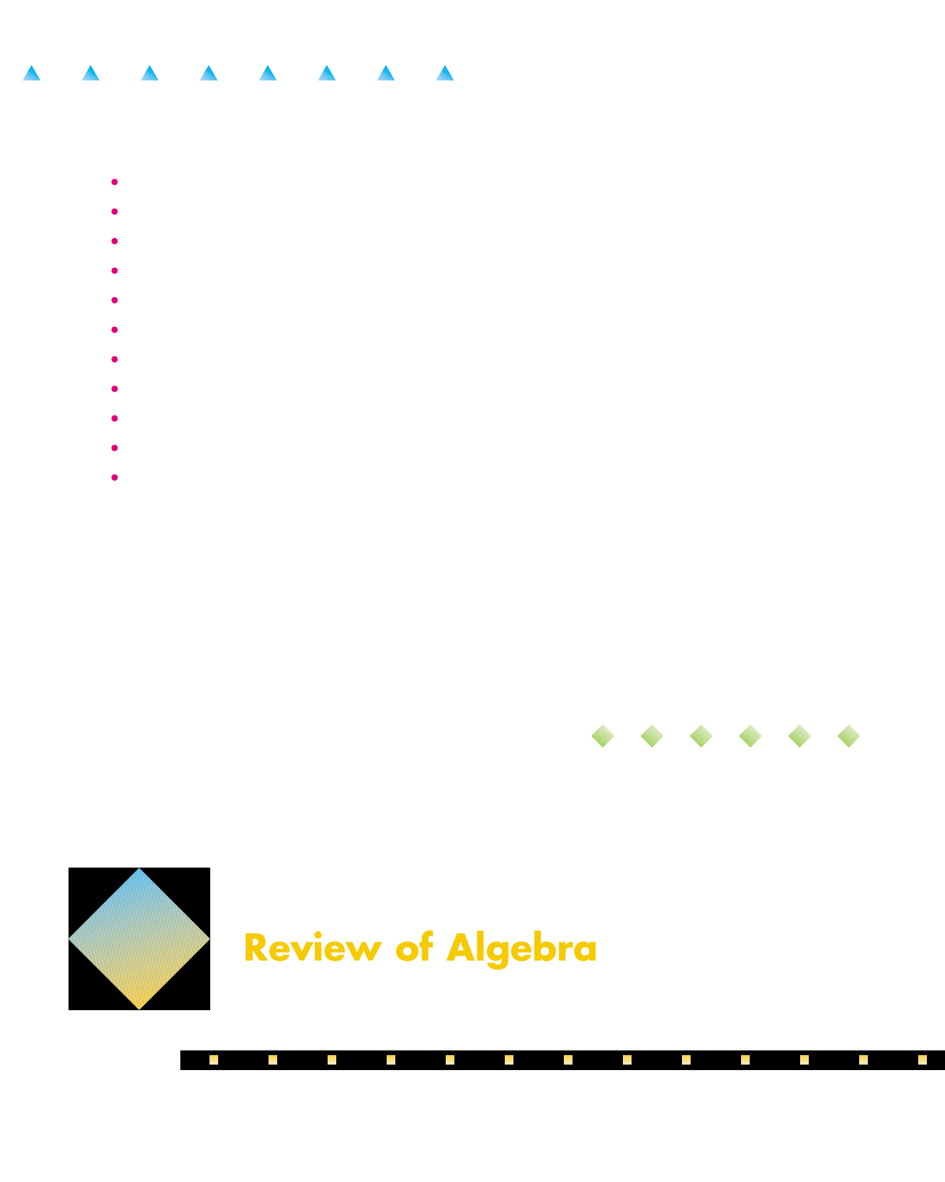# Review of Algebra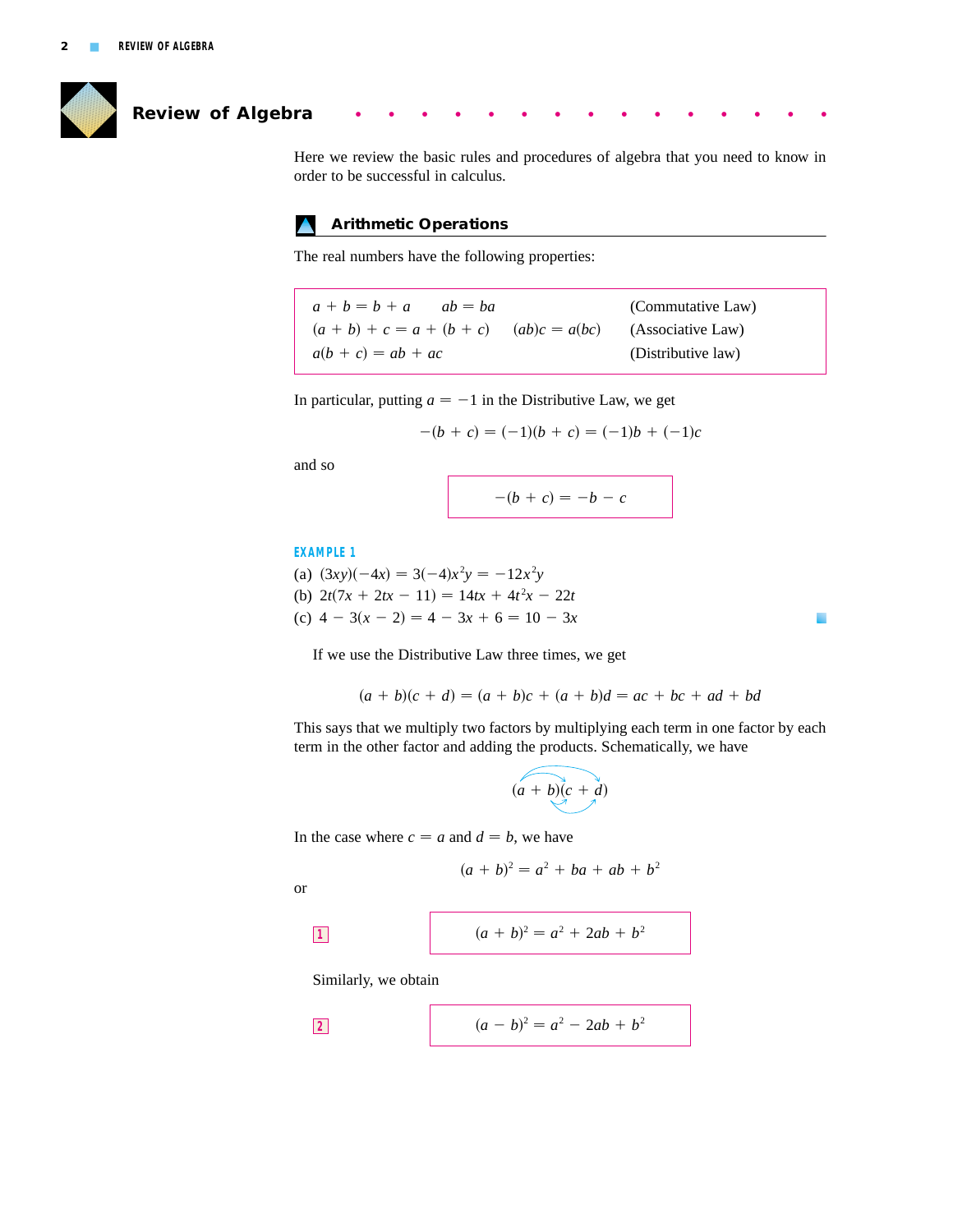# Review of Algebra

Here we review the basic rules and procedures of algebra that you need to know in order to be successful in calculus.

## Arithmetic Operations

The real numbers have the following properties:

| | | |
|---|---|---|
| $a + b = b + a$ | $ab = ba$ | (Commutative Law) |
| $(a + b) + c = a + (b + c)$ | $(ab)c = a(bc)$ | (Associative Law) |
| $a(b + c) = ab + ac$ | | (Distributive law) |

In particular, putting $a = -1$ in the Distributive Law, we get

$$-(b + c) = (-1)(b + c) = (-1)b + (-1)c$$

and so

$$-(b + c) = -b - c$$

**EXAMPLE 1**

(a) $(3xy)(-4x) = 3(-4)x^2y = -12x^2y$

(b) $2t(7x + 2tx - 11) = 14tx + 4t^2x - 22t$

(c) $4 - 3(x - 2) = 4 - 3x + 6 = 10 - 3x$

If we use the Distributive Law three times, we get

$$(a + b)(c + d) = (a + b)c + (a + b)d = ac + bc + ad + bd$$

This says that we multiply two factors by multiplying each term in one factor by each term in the other factor and adding the products. Schematically, we have

$$(a + b)(c + d)$$

In the case where $c = a$ and $d = b$, we have

$$(a + b)^2 = a^2 + ba + ab + b^2$$

or

**1**
$$(a + b)^2 = a^2 + 2ab + b^2$$

Similarly, we obtain

**2**
$$(a - b)^2 = a^2 - 2ab + b^2$$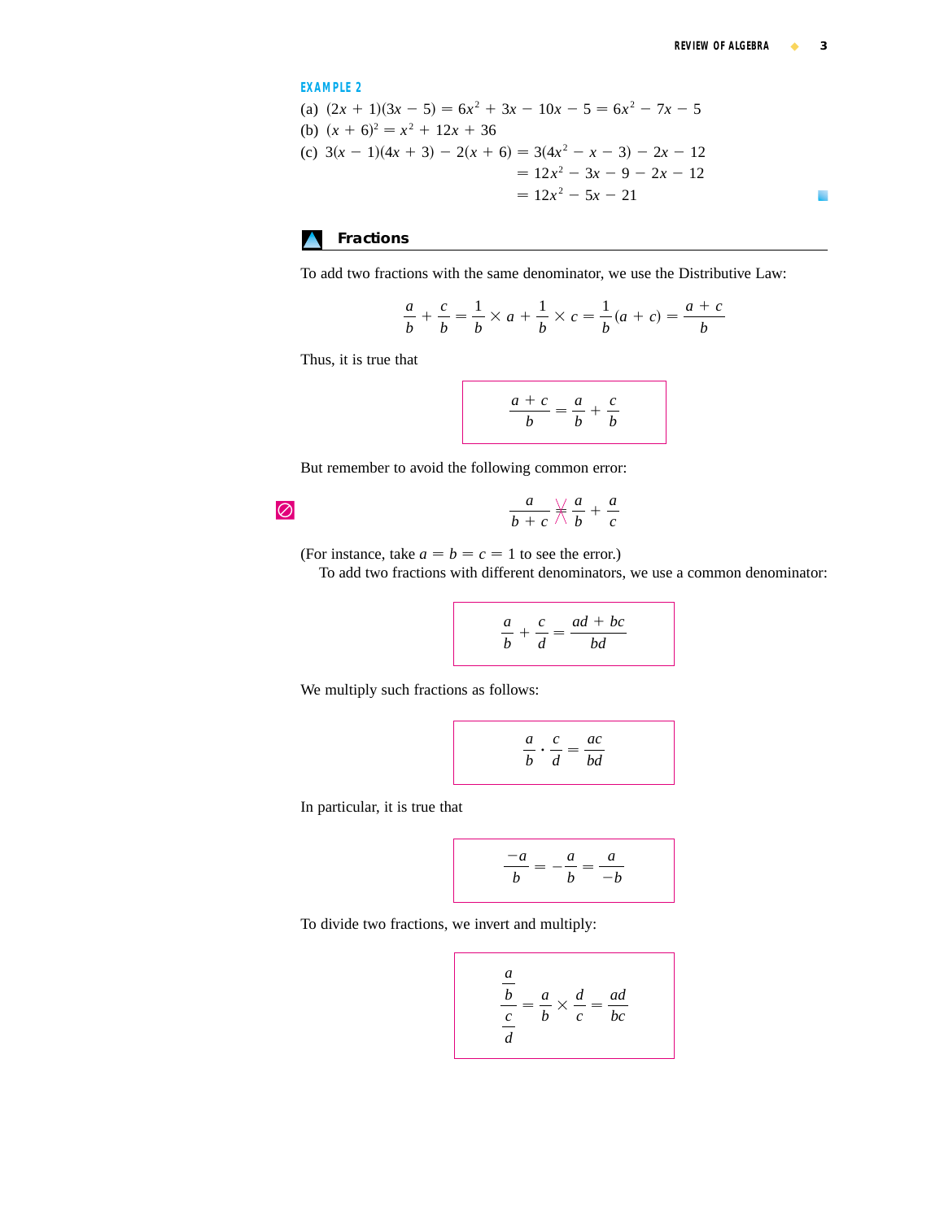**EXAMPLE 2**

(a) $(2x + 1)(3x - 5) = 6x^2 + 3x - 10x - 5 = 6x^2 - 7x - 5$

(b) $(x + 6)^2 = x^2 + 12x + 36$

(c) 
$$\begin{aligned} 3(x - 1)(4x + 3) - 2(x + 6) &= 3(4x^2 - x - 3) - 2x - 12 \\ &= 12x^2 - 3x - 9 - 2x - 12 \\ &= 12x^2 - 5x - 21 \end{aligned}$$

## Fractions

To add two fractions with the same denominator, we use the Distributive Law:

$$\frac{a}{b} + \frac{c}{b} = \frac{1}{b} \times a + \frac{1}{b} \times c = \frac{1}{b}(a + c) = \frac{a + c}{b}$$

Thus, it is true that

$$\frac{a + c}{b} = \frac{a}{b} + \frac{c}{b}$$

But remember to avoid the following common error:

$$\frac{a}{b + c} \neq \frac{a}{b} + \frac{a}{c}$$

(For instance, take $a = b = c = 1$ to see the error.)

To add two fractions with different denominators, we use a common denominator:

$$\frac{a}{b} + \frac{c}{d} = \frac{ad + bc}{bd}$$

We multiply such fractions as follows:

$$\frac{a}{b} \cdot \frac{c}{d} = \frac{ac}{bd}$$

In particular, it is true that

$$\frac{-a}{b} = -\frac{a}{b} = \frac{a}{-b}$$

To divide two fractions, we invert and multiply:

$$\frac{\dfrac{a}{b}}{\dfrac{c}{d}} = \frac{a}{b} \times \frac{d}{c} = \frac{ad}{bc}$$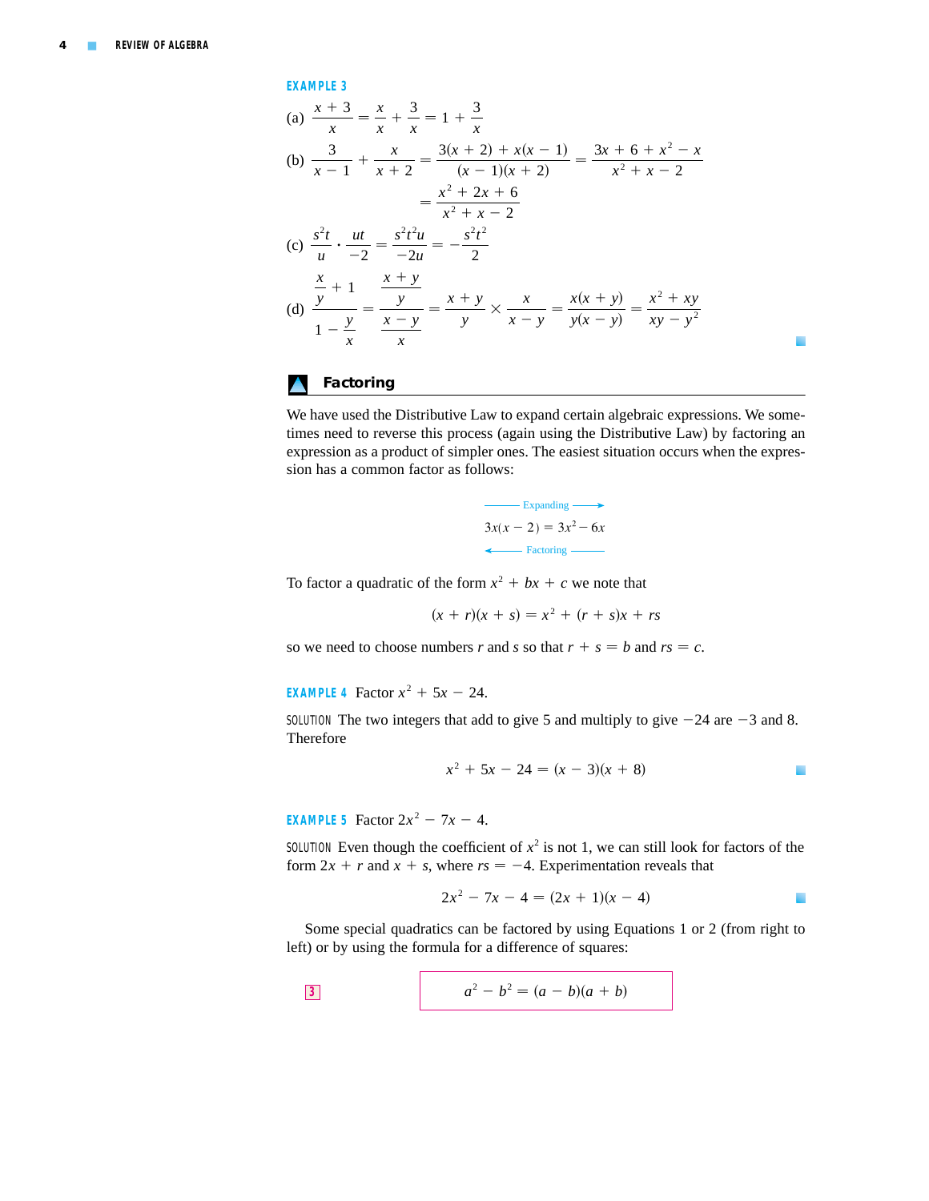**EXAMPLE 3**

(a) $\dfrac{x+3}{x} = \dfrac{x}{x} + \dfrac{3}{x} = 1 + \dfrac{3}{x}$

(b) $$\begin{aligned}\frac{3}{x-1} + \frac{x}{x+2} &= \frac{3(x+2) + x(x-1)}{(x-1)(x+2)} = \frac{3x + 6 + x^2 - x}{x^2 + x - 2} \\ &= \frac{x^2 + 2x + 6}{x^2 + x - 2}\end{aligned}$$

(c) $\dfrac{s^2t}{u} \cdot \dfrac{ut}{-2} = \dfrac{s^2t^2u}{-2u} = -\dfrac{s^2t^2}{2}$

(d) $$\frac{\dfrac{x}{y} + 1}{1 - \dfrac{y}{x}} = \frac{\dfrac{x+y}{y}}{\dfrac{x-y}{x}} = \frac{x+y}{y} \times \frac{x}{x-y} = \frac{x(x+y)}{y(x-y)} = \frac{x^2 + xy}{xy - y^2}$$

## Factoring

We have used the Distributive Law to expand certain algebraic expressions. We sometimes need to reverse this process (again using the Distributive Law) by factoring an expression as a product of simpler ones. The easiest situation occurs when the expression has a common factor as follows:

$$\xrightarrow{\text{Expanding}}$$
$$3x(x-2) = 3x^2 - 6x$$
$$\xleftarrow{\text{Factoring}}$$

To factor a quadratic of the form $x^2 + bx + c$ we note that

$$(x + r)(x + s) = x^2 + (r + s)x + rs$$

so we need to choose numbers $r$ and $s$ so that $r + s = b$ and $rs = c$.

**EXAMPLE 4** Factor $x^2 + 5x - 24$.

SOLUTION The two integers that add to give 5 and multiply to give $-24$ are $-3$ and 8. Therefore

$$x^2 + 5x - 24 = (x-3)(x+8)$$

**EXAMPLE 5** Factor $2x^2 - 7x - 4$.

SOLUTION Even though the coefficient of $x^2$ is not 1, we can still look for factors of the form $2x + r$ and $x + s$, where $rs = -4$. Experimentation reveals that

$$2x^2 - 7x - 4 = (2x+1)(x-4)$$

Some special quadratics can be factored by using Equations 1 or 2 (from right to left) or by using the formula for a difference of squares:

**3** $$a^2 - b^2 = (a-b)(a+b)$$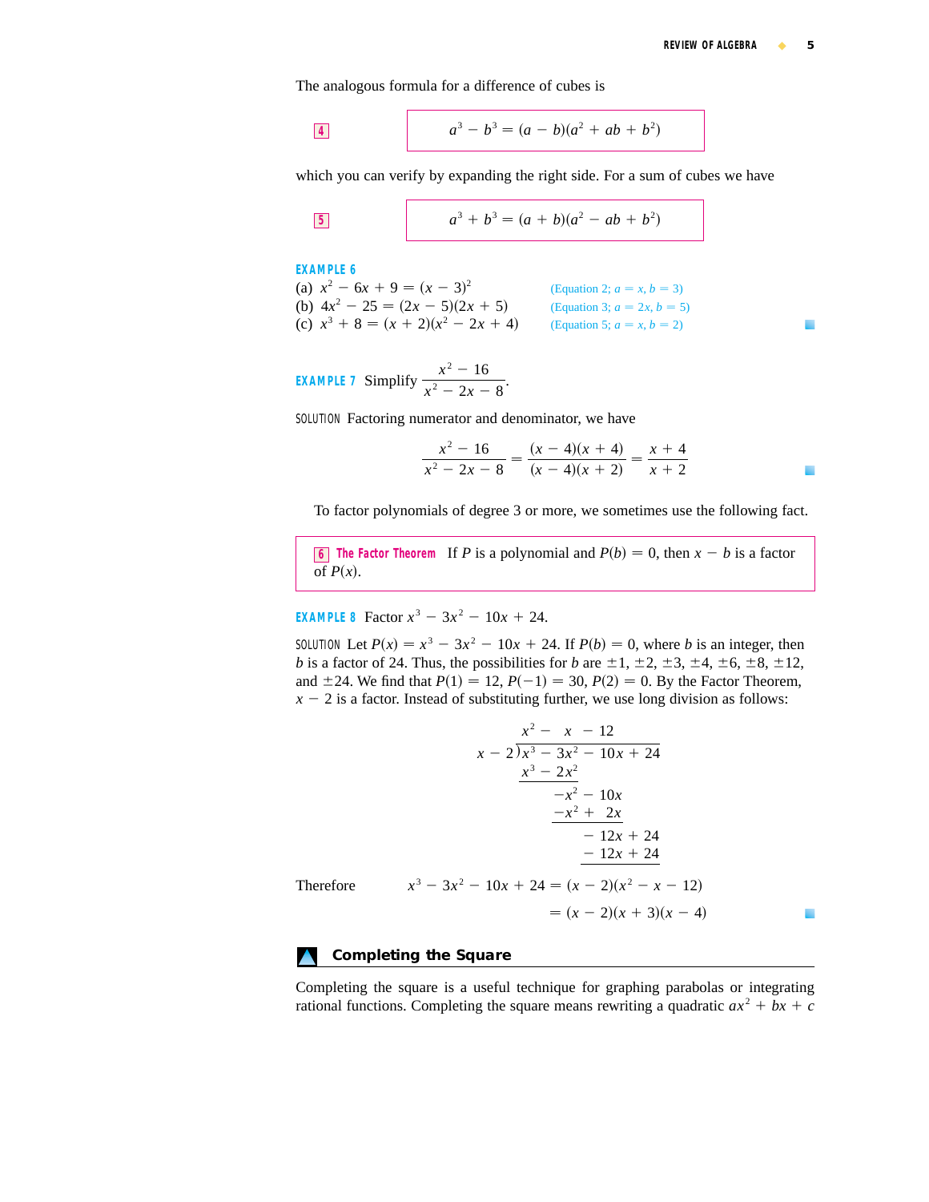The analogous formula for a difference of cubes is

**4**

$$a^3 - b^3 = (a - b)(a^2 + ab + b^2)$$

which you can verify by expanding the right side. For a sum of cubes we have

**5**

$$a^3 + b^3 = (a + b)(a^2 - ab + b^2)$$

**EXAMPLE 6**

(a) $x^2 - 6x + 9 = (x - 3)^2$ (Equation 2; $a = x$, $b = 3$)

(b) $4x^2 - 25 = (2x - 5)(2x + 5)$ (Equation 3; $a = 2x$, $b = 5$)

(c) $x^3 + 8 = (x + 2)(x^2 - 2x + 4)$ (Equation 5; $a = x$, $b = 2$)

**EXAMPLE 7** Simplify $\dfrac{x^2 - 16}{x^2 - 2x - 8}$.

SOLUTION Factoring numerator and denominator, we have

$$\frac{x^2 - 16}{x^2 - 2x - 8} = \frac{(x - 4)(x + 4)}{(x - 4)(x + 2)} = \frac{x + 4}{x + 2}$$

To factor polynomials of degree 3 or more, we sometimes use the following fact.

**6** **The Factor Theorem** If $P$ is a polynomial and $P(b) = 0$, then $x - b$ is a factor of $P(x)$.

**EXAMPLE 8** Factor $x^3 - 3x^2 - 10x + 24$.

SOLUTION Let $P(x) = x^3 - 3x^2 - 10x + 24$. If $P(b) = 0$, where $b$ is an integer, then $b$ is a factor of 24. Thus, the possibilities for $b$ are $\pm 1, \pm 2, \pm 3, \pm 4, \pm 6, \pm 8, \pm 12$, and $\pm 24$. We find that $P(1) = 12$, $P(-1) = 30$, $P(2) = 0$. By the Factor Theorem, $x - 2$ is a factor. Instead of substituting further, we use long division as follows:

$$
\begin{array}{r|l}
 & x^2 - x - 12 \\
x - 2 & x^3 - 3x^2 - 10x + 24 \\
 & x^3 - 2x^2 \\
\hline
 & \quad -x^2 - 10x \\
 & \quad -x^2 + 2x \\
\hline
 & \qquad - 12x + 24 \\
 & \qquad - 12x + 24 \\
\hline
\end{array}
$$

Therefore

$$
\begin{aligned}
x^3 - 3x^2 - 10x + 24 &= (x - 2)(x^2 - x - 12) \\
&= (x - 2)(x + 3)(x - 4)
\end{aligned}
$$

## Completing the Square

Completing the square is a useful technique for graphing parabolas or integrating rational functions. Completing the square means rewriting a quadratic $ax^2 + bx + c$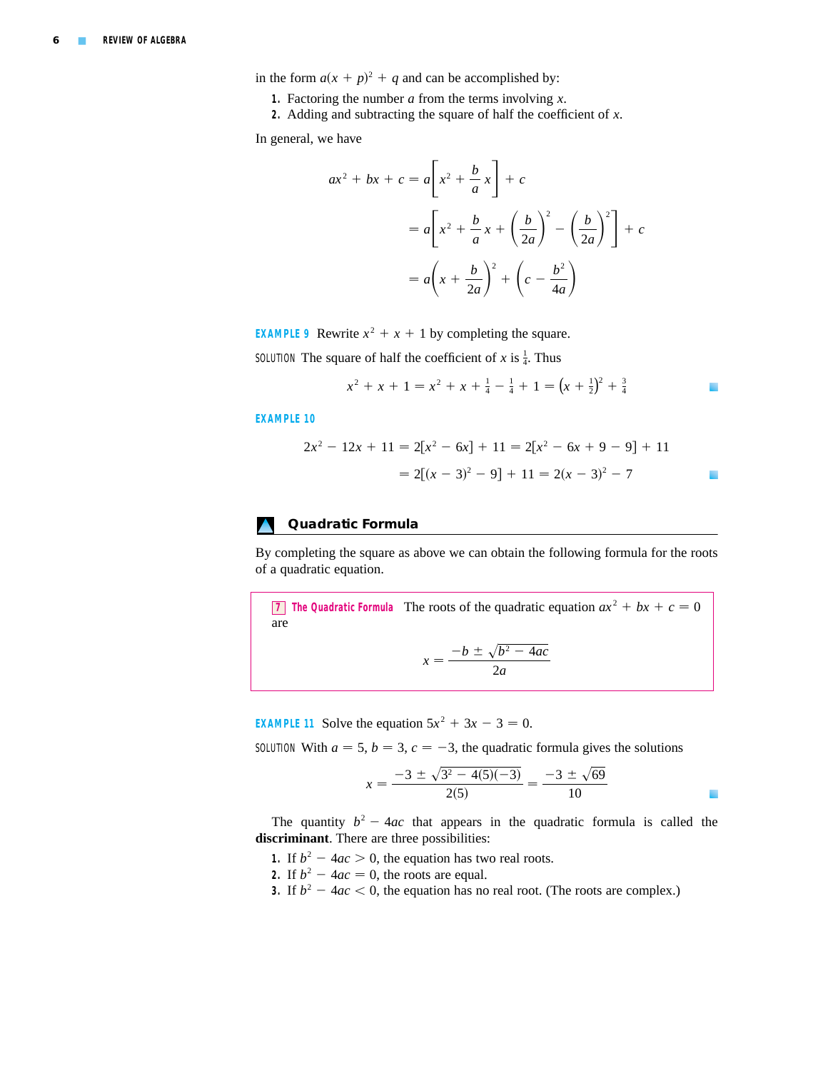in the form $a(x + p)^2 + q$ and can be accomplished by:

1. Factoring the number $a$ from the terms involving $x$.
2. Adding and subtracting the square of half the coefficient of $x$.

In general, we have

$$
\begin{aligned}
ax^2 + bx + c &= a\left[x^2 + \frac{b}{a}x\right] + c \\
&= a\left[x^2 + \frac{b}{a}x + \left(\frac{b}{2a}\right)^2 - \left(\frac{b}{2a}\right)^2\right] + c \\
&= a\left(x + \frac{b}{2a}\right)^2 + \left(c - \frac{b^2}{4a}\right)
\end{aligned}
$$

**EXAMPLE 9** Rewrite $x^2 + x + 1$ by completing the square.

SOLUTION The square of half the coefficient of $x$ is $\frac{1}{4}$. Thus

$$x^2 + x + 1 = x^2 + x + \tfrac{1}{4} - \tfrac{1}{4} + 1 = \left(x + \tfrac{1}{2}\right)^2 + \tfrac{3}{4}$$

**EXAMPLE 10**

$$
\begin{aligned}
2x^2 - 12x + 11 &= 2[x^2 - 6x] + 11 = 2[x^2 - 6x + 9 - 9] + 11 \\
&= 2[(x - 3)^2 - 9] + 11 = 2(x - 3)^2 - 7
\end{aligned}
$$

## Quadratic Formula

By completing the square as above we can obtain the following formula for the roots of a quadratic equation.

> **7 The Quadratic Formula** The roots of the quadratic equation $ax^2 + bx + c = 0$ are
>
> $$x = \frac{-b \pm \sqrt{b^2 - 4ac}}{2a}$$

**EXAMPLE 11** Solve the equation $5x^2 + 3x - 3 = 0$.

SOLUTION With $a = 5$, $b = 3$, $c = -3$, the quadratic formula gives the solutions

$$x = \frac{-3 \pm \sqrt{3^2 - 4(5)(-3)}}{2(5)} = \frac{-3 \pm \sqrt{69}}{10}$$

The quantity $b^2 - 4ac$ that appears in the quadratic formula is called the **discriminant**. There are three possibilities:

1. If $b^2 - 4ac > 0$, the equation has two real roots.
2. If $b^2 - 4ac = 0$, the roots are equal.
3. If $b^2 - 4ac < 0$, the equation has no real root. (The roots are complex.)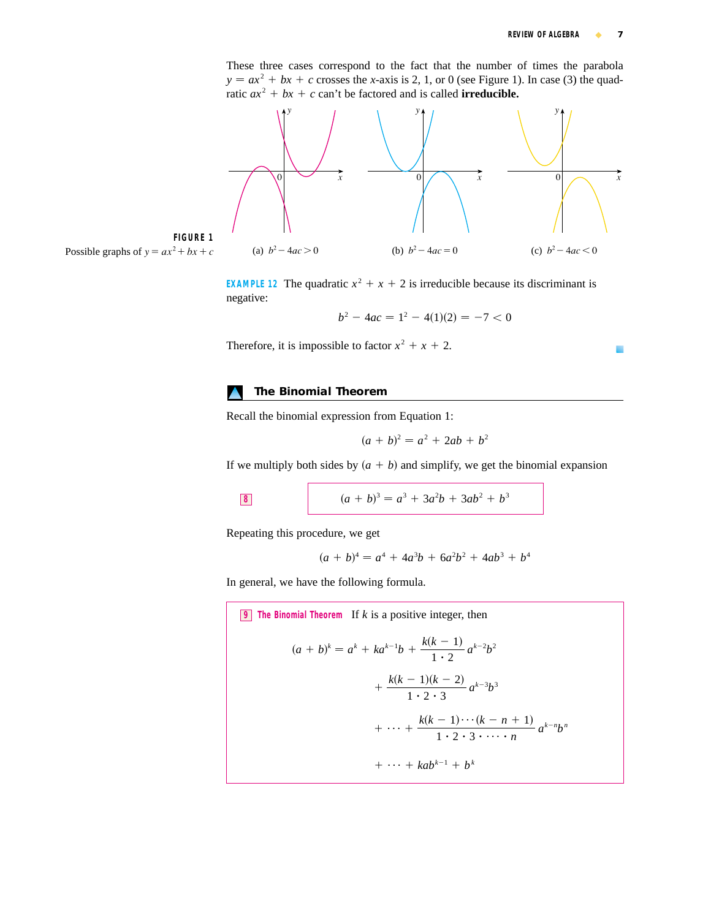These three cases correspond to the fact that the number of times the parabola $y = ax^2 + bx + c$ crosses the $x$-axis is 2, 1, or 0 (see Figure 1). In case (3) the quadratic $ax^2 + bx + c$ can't be factored and is called **irreducible.**

(a) $b^2 - 4ac > 0$ (b) $b^2 - 4ac = 0$ (c) $b^2 - 4ac < 0$

**FIGURE 1**
Possible graphs of $y = ax^2 + bx + c$

**EXAMPLE 12** The quadratic $x^2 + x + 2$ is irreducible because its discriminant is negative:

$$b^2 - 4ac = 1^2 - 4(1)(2) = -7 < 0$$

Therefore, it is impossible to factor $x^2 + x + 2$.

## The Binomial Theorem

Recall the binomial expression from Equation 1:

$$(a + b)^2 = a^2 + 2ab + b^2$$

If we multiply both sides by $(a + b)$ and simplify, we get the binomial expansion

**8**

$$(a + b)^3 = a^3 + 3a^2b + 3ab^2 + b^3$$

Repeating this procedure, we get

$$(a + b)^4 = a^4 + 4a^3b + 6a^2b^2 + 4ab^3 + b^4$$

In general, we have the following formula.

**9** **The Binomial Theorem** If $k$ is a positive integer, then

$$\begin{aligned}(a + b)^k = a^k + ka^{k-1}b &+ \frac{k(k-1)}{1 \cdot 2} a^{k-2}b^2 \\ &+ \frac{k(k-1)(k-2)}{1 \cdot 2 \cdot 3} a^{k-3}b^3 \\ &+ \cdots + \frac{k(k-1)\cdots(k-n+1)}{1 \cdot 2 \cdot 3 \cdot \cdots \cdot n} a^{k-n}b^n \\ &+ \cdots + kab^{k-1} + b^k\end{aligned}$$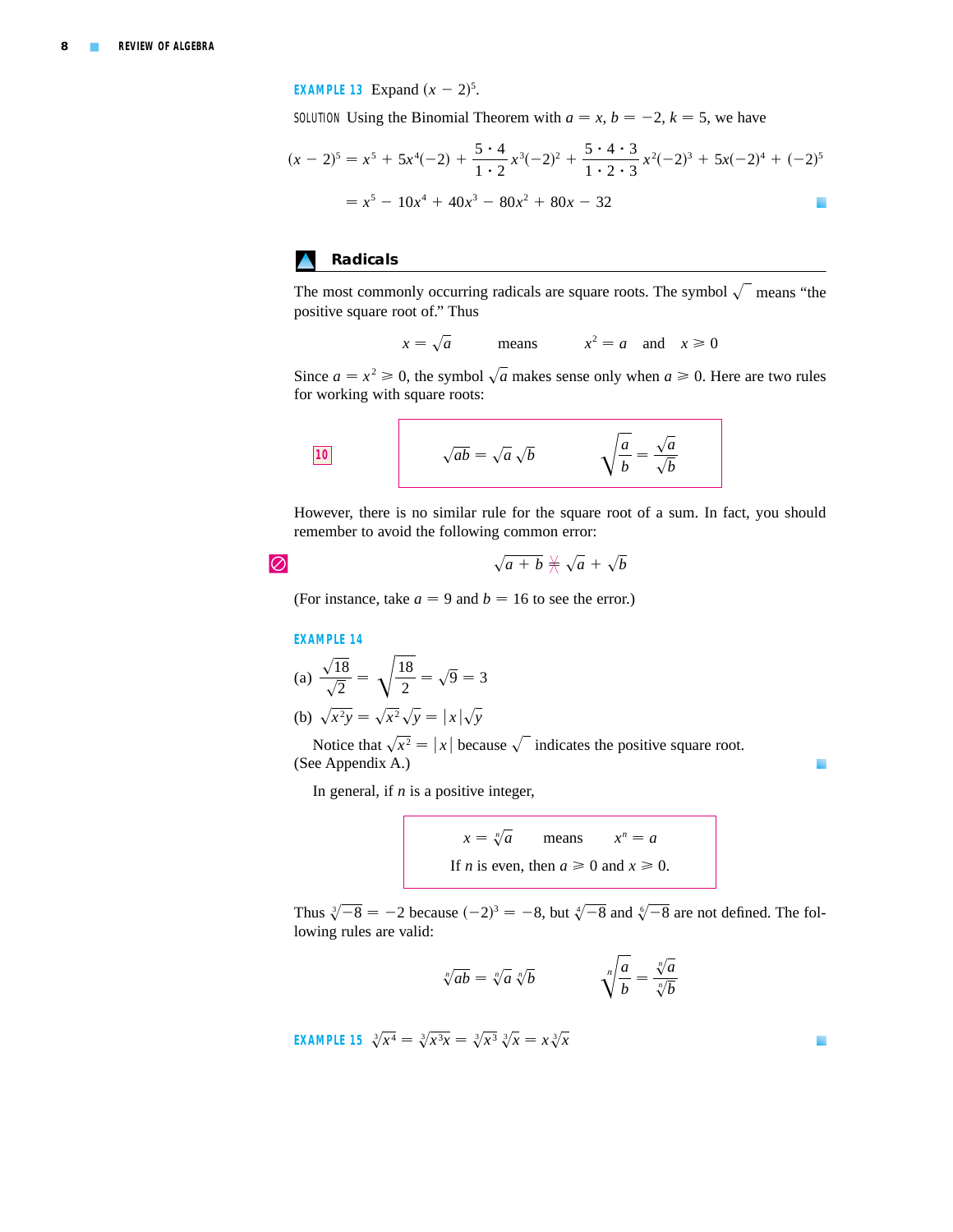**EXAMPLE 13** Expand $(x - 2)^5$.

SOLUTION Using the Binomial Theorem with $a = x$, $b = -2$, $k = 5$, we have

$$(x - 2)^5 = x^5 + 5x^4(-2) + \frac{5 \cdot 4}{1 \cdot 2}x^3(-2)^2 + \frac{5 \cdot 4 \cdot 3}{1 \cdot 2 \cdot 3}x^2(-2)^3 + 5x(-2)^4 + (-2)^5$$

$$= x^5 - 10x^4 + 40x^3 - 80x^2 + 80x - 32$$

## Radicals

The most commonly occurring radicals are square roots. The symbol $\sqrt{\phantom{x}}$ means "the positive square root of." Thus

$$x = \sqrt{a} \qquad \text{means} \qquad x^2 = a \quad \text{and} \quad x \geqslant 0$$

Since $a = x^2 \geqslant 0$, the symbol $\sqrt{a}$ makes sense only when $a \geqslant 0$. Here are two rules for working with square roots:

**10**
$$\sqrt{ab} = \sqrt{a}\sqrt{b} \qquad\qquad \sqrt{\frac{a}{b}} = \frac{\sqrt{a}}{\sqrt{b}}$$

However, there is no similar rule for the square root of a sum. In fact, you should remember to avoid the following common error:

$$\sqrt{a + b} \neq \sqrt{a} + \sqrt{b}$$

(For instance, take $a = 9$ and $b = 16$ to see the error.)

**EXAMPLE 14**

(a) $\dfrac{\sqrt{18}}{\sqrt{2}} = \sqrt{\dfrac{18}{2}} = \sqrt{9} = 3$

(b) $\sqrt{x^2y} = \sqrt{x^2}\sqrt{y} = |x|\sqrt{y}$

Notice that $\sqrt{x^2} = |x|$ because $\sqrt{\phantom{x}}$ indicates the positive square root. (See Appendix A.)

In general, if $n$ is a positive integer,

$$x = \sqrt[n]{a} \qquad \text{means} \qquad x^n = a$$

If $n$ is even, then $a \geqslant 0$ and $x \geqslant 0$.

Thus $\sqrt[3]{-8} = -2$ because $(-2)^3 = -8$, but $\sqrt[4]{-8}$ and $\sqrt[6]{-8}$ are not defined. The following rules are valid:

$$\sqrt[n]{ab} = \sqrt[n]{a}\sqrt[n]{b} \qquad\qquad \sqrt[n]{\frac{a}{b}} = \frac{\sqrt[n]{a}}{\sqrt[n]{b}}$$

**EXAMPLE 15** $\sqrt[3]{x^4} = \sqrt[3]{x^3x} = \sqrt[3]{x^3}\sqrt[3]{x} = x\sqrt[3]{x}$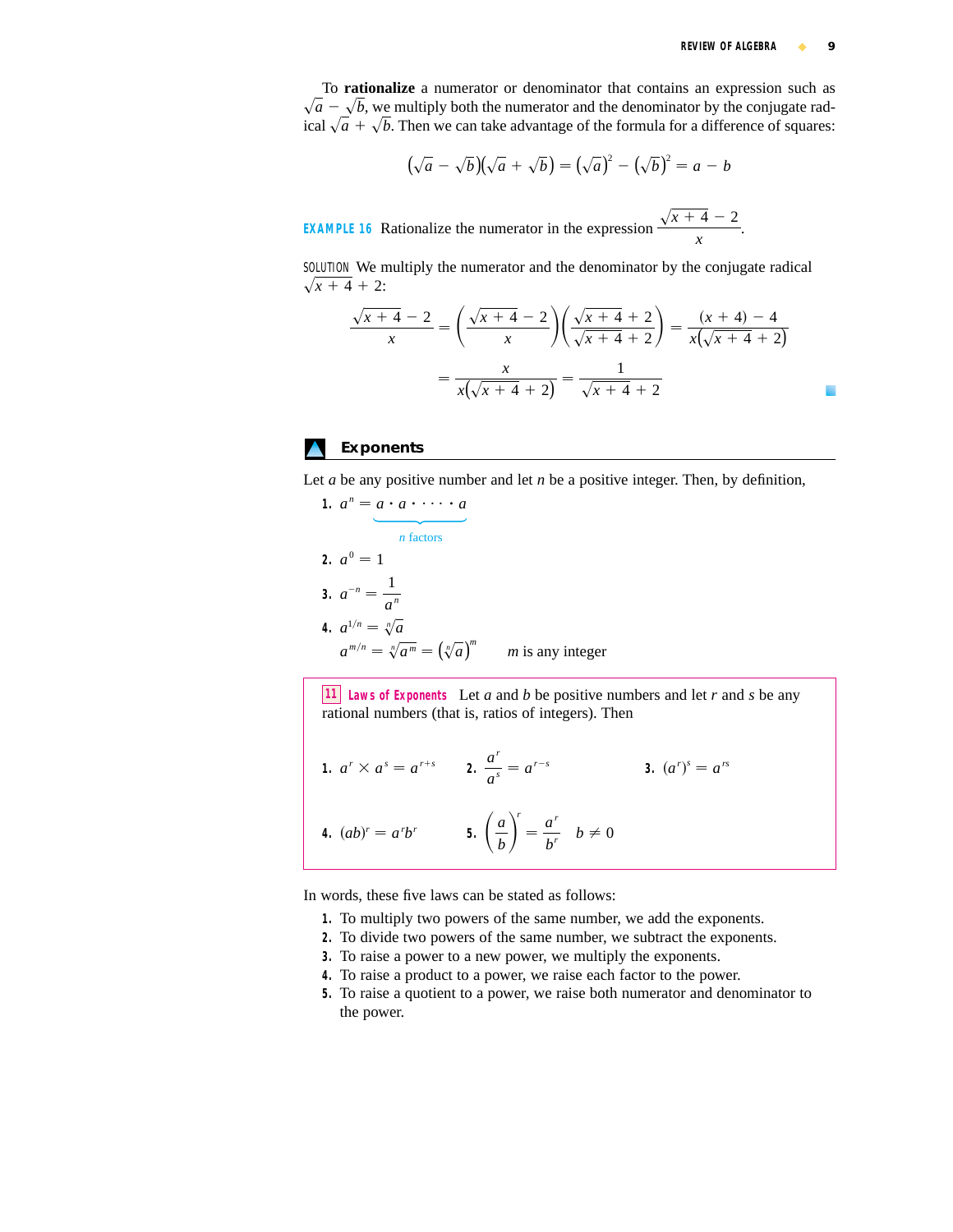To **rationalize** a numerator or denominator that contains an expression such as $\sqrt{a} - \sqrt{b}$, we multiply both the numerator and the denominator by the conjugate radical $\sqrt{a} + \sqrt{b}$. Then we can take advantage of the formula for a difference of squares:

$$(\sqrt{a} - \sqrt{b})(\sqrt{a} + \sqrt{b}) = (\sqrt{a})^2 - (\sqrt{b})^2 = a - b$$

**EXAMPLE 16** Rationalize the numerator in the expression $\dfrac{\sqrt{x+4} - 2}{x}$.

SOLUTION We multiply the numerator and the denominator by the conjugate radical $\sqrt{x+4} + 2$:

$$\frac{\sqrt{x+4} - 2}{x} = \left(\frac{\sqrt{x+4} - 2}{x}\right)\left(\frac{\sqrt{x+4} + 2}{\sqrt{x+4} + 2}\right) = \frac{(x+4) - 4}{x(\sqrt{x+4} + 2)}$$

$$= \frac{x}{x(\sqrt{x+4} + 2)} = \frac{1}{\sqrt{x+4} + 2}$$

## Exponents

Let $a$ be any positive number and let $n$ be a positive integer. Then, by definition,

1. $a^n = \underbrace{a \cdot a \cdot \cdots \cdot a}_{n \text{ factors}}$
2. $a^0 = 1$
3. $a^{-n} = \dfrac{1}{a^n}$
4. $a^{1/n} = \sqrt[n]{a}$

   $a^{m/n} = \sqrt[n]{a^m} = (\sqrt[n]{a})^m \qquad m$ is any integer

**11 Laws of Exponents** Let $a$ and $b$ be positive numbers and let $r$ and $s$ be any rational numbers (that is, ratios of integers). Then

1. $a^r \times a^s = a^{r+s}$
2. $\dfrac{a^r}{a^s} = a^{r-s}$
3. $(a^r)^s = a^{rs}$
4. $(ab)^r = a^r b^r$
5. $\left(\dfrac{a}{b}\right)^r = \dfrac{a^r}{b^r} \qquad b \neq 0$

In words, these five laws can be stated as follows:

1. To multiply two powers of the same number, we add the exponents.
2. To divide two powers of the same number, we subtract the exponents.
3. To raise a power to a new power, we multiply the exponents.
4. To raise a product to a power, we raise each factor to the power.
5. To raise a quotient to a power, we raise both numerator and denominator to the power.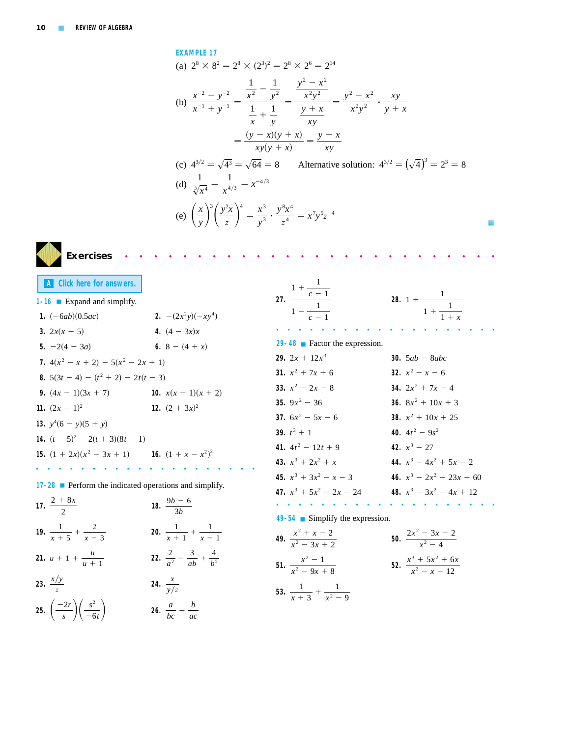**EXAMPLE 17**

(a) $2^8 \times 8^2 = 2^8 \times (2^3)^2 = 2^8 \times 2^6 = 2^{14}$

(b)
$$\frac{x^{-2} - y^{-2}}{x^{-1} + y^{-1}} = \frac{\dfrac{1}{x^2} - \dfrac{1}{y^2}}{\dfrac{1}{x} + \dfrac{1}{y}} = \frac{\dfrac{y^2 - x^2}{x^2y^2}}{\dfrac{y + x}{xy}} = \frac{y^2 - x^2}{x^2y^2} \cdot \frac{xy}{y + x}$$
$$= \frac{(y - x)(y + x)}{xy(y + x)} = \frac{y - x}{xy}$$

(c) $4^{3/2} = \sqrt{4^3} = \sqrt{64} = 8$ Alternative solution: $4^{3/2} = (\sqrt{4})^3 = 2^3 = 8$

(d) $\dfrac{1}{\sqrt[3]{x^4}} = \dfrac{1}{x^{4/3}} = x^{-4/3}$

(e) $\left(\dfrac{x}{y}\right)^3\left(\dfrac{y^2x}{z}\right)^4 = \dfrac{x^3}{y^3} \cdot \dfrac{y^8x^4}{z^4} = x^7y^5z^{-4}$

## Exercises

**A** Click here for answers.

**1–16** ■ Expand and simplify.

1. $(-6ab)(0.5ac)$
2. $-(2x^2y)(-xy^4)$
3. $2x(x - 5)$
4. $(4 - 3x)x$
5. $-2(4 - 3a)$
6. $8 - (4 + x)$
7. $4(x^2 - x + 2) - 5(x^2 - 2x + 1)$
8. $5(3t - 4) - (t^2 + 2) - 2t(t - 3)$
9. $(4x - 1)(3x + 7)$
10. $x(x - 1)(x + 2)$
11. $(2x - 1)^2$
12. $(2 + 3x)^2$
13. $y^4(6 - y)(5 + y)$
14. $(t - 5)^2 - 2(t + 3)(8t - 1)$
15. $(1 + 2x)(x^2 - 3x + 1)$
16. $(1 + x - x^2)^2$

**17–28** ■ Perform the indicated operations and simplify.

17. $\dfrac{2 + 8x}{2}$
18. $\dfrac{9b - 6}{3b}$
19. $\dfrac{1}{x + 5} + \dfrac{2}{x - 3}$
20. $\dfrac{1}{x + 1} + \dfrac{1}{x - 1}$
21. $u + 1 + \dfrac{u}{u + 1}$
22. $\dfrac{2}{a^2} - \dfrac{3}{ab} + \dfrac{4}{b^2}$
23. $\dfrac{x/y}{z}$
24. $\dfrac{x}{y/z}$
25. $\left(\dfrac{-2r}{s}\right)\left(\dfrac{s^2}{-6t}\right)$
26. $\dfrac{a}{bc} \div \dfrac{b}{ac}$
27. $\dfrac{1 + \dfrac{1}{c - 1}}{1 - \dfrac{1}{c - 1}}$
28. $1 + \dfrac{1}{1 + \dfrac{1}{1 + x}}$

**29–48** ■ Factor the expression.

29. $2x + 12x^3$
30. $5ab - 8abc$
31. $x^2 + 7x + 6$
32. $x^2 - x - 6$
33. $x^2 - 2x - 8$
34. $2x^2 + 7x - 4$
35. $9x^2 - 36$
36. $8x^2 + 10x + 3$
37. $6x^2 - 5x - 6$
38. $x^2 + 10x + 25$
39. $t^3 + 1$
40. $4t^2 - 9s^2$
41. $4t^2 - 12t + 9$
42. $x^3 - 27$
43. $x^3 + 2x^2 + x$
44. $x^3 - 4x^2 + 5x - 2$
45. $x^3 + 3x^2 - x - 3$
46. $x^3 - 2x^2 - 23x + 60$
47. $x^3 + 5x^2 - 2x - 24$
48. $x^3 - 3x^2 - 4x + 12$

**49–54** ■ Simplify the expression.

49. $\dfrac{x^2 + x - 2}{x^2 - 3x + 2}$
50. $\dfrac{2x^2 - 3x - 2}{x^2 - 4}$
51. $\dfrac{x^2 - 1}{x^2 - 9x + 8}$
52. $\dfrac{x^3 + 5x^2 + 6x}{x^2 - x - 12}$
53. $\dfrac{1}{x + 3} + \dfrac{1}{x^2 - 9}$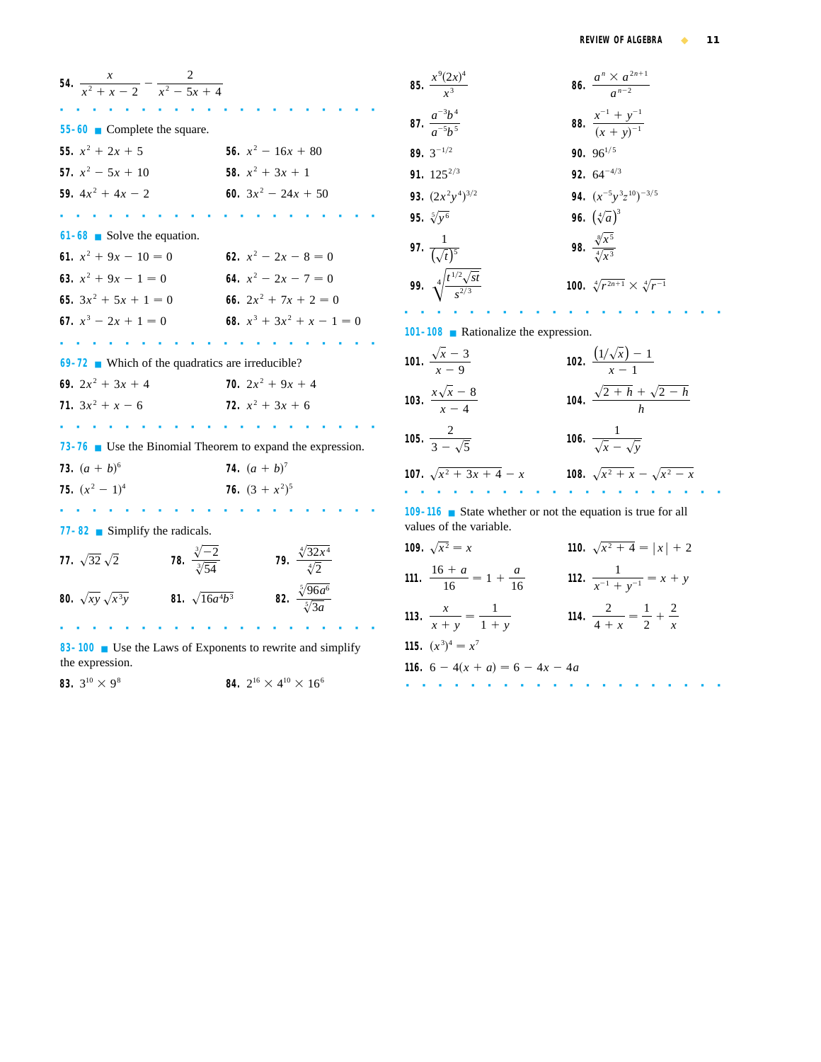54. $\dfrac{x}{x^2 + x - 2} - \dfrac{2}{x^2 - 5x + 4}$

**55–60** ■ Complete the square.

55. $x^2 + 2x + 5$

56. $x^2 - 16x + 80$

57. $x^2 - 5x + 10$

58. $x^2 + 3x + 1$

59. $4x^2 + 4x - 2$

60. $3x^2 - 24x + 50$

**61–68** ■ Solve the equation.

61. $x^2 + 9x - 10 = 0$

62. $x^2 - 2x - 8 = 0$

63. $x^2 + 9x - 1 = 0$

64. $x^2 - 2x - 7 = 0$

65. $3x^2 + 5x + 1 = 0$

66. $2x^2 + 7x + 2 = 0$

67. $x^3 - 2x + 1 = 0$

68. $x^3 + 3x^2 + x - 1 = 0$

**69–72** ■ Which of the quadratics are irreducible?

69. $2x^2 + 3x + 4$

70. $2x^2 + 9x + 4$

71. $3x^2 + x - 6$

72. $x^2 + 3x + 6$

**73–76** ■ Use the Binomial Theorem to expand the expression.

73. $(a + b)^6$

74. $(a + b)^7$

75. $(x^2 - 1)^4$

76. $(3 + x^2)^5$

**77–82** ■ Simplify the radicals.

77. $\sqrt{32}\,\sqrt{2}$

78. $\dfrac{\sqrt[3]{-2}}{\sqrt[3]{54}}$

79. $\dfrac{\sqrt[4]{32x^4}}{\sqrt[4]{2}}$

80. $\sqrt{xy}\,\sqrt{x^3y}$

81. $\sqrt{16a^4b^3}$

82. $\dfrac{\sqrt[5]{96a^6}}{\sqrt[5]{3a}}$

**83–100** ■ Use the Laws of Exponents to rewrite and simplify the expression.

83. $3^{10} \times 9^8$

84. $2^{16} \times 4^{10} \times 16^6$

85. $\dfrac{x^9(2x)^4}{x^3}$

86. $\dfrac{a^n \times a^{2n+1}}{a^{n-2}}$

87. $\dfrac{a^{-3}b^4}{a^{-5}b^5}$

88. $\dfrac{x^{-1} + y^{-1}}{(x + y)^{-1}}$

89. $3^{-1/2}$

90. $96^{1/5}$

91. $125^{2/3}$

92. $64^{-4/3}$

93. $(2x^2y^4)^{3/2}$

94. $(x^{-5}y^3z^{10})^{-3/5}$

95. $\sqrt[5]{y^6}$

96. $(\sqrt[4]{a})^3$

97. $\dfrac{1}{(\sqrt{t})^5}$

98. $\dfrac{\sqrt[8]{x^5}}{\sqrt[4]{x^3}}$

99. $\sqrt[4]{\dfrac{t^{1/2}\sqrt{st}}{s^{2/3}}}$

100. $\sqrt[4]{r^{2n+1}} \times \sqrt[4]{r^{-1}}$

**101–108** ■ Rationalize the expression.

101. $\dfrac{\sqrt{x} - 3}{x - 9}$

102. $\dfrac{(1/\sqrt{x}) - 1}{x - 1}$

103. $\dfrac{x\sqrt{x} - 8}{x - 4}$

104. $\dfrac{\sqrt{2 + h} + \sqrt{2 - h}}{h}$

105. $\dfrac{2}{3 - \sqrt{5}}$

106. $\dfrac{1}{\sqrt{x} - \sqrt{y}}$

107. $\sqrt{x^2 + 3x + 4} - x$

108. $\sqrt{x^2 + x} - \sqrt{x^2 - x}$

**109–116** ■ State whether or not the equation is true for all values of the variable.

109. $\sqrt{x^2} = x$

110. $\sqrt{x^2 + 4} = |x| + 2$

111. $\dfrac{16 + a}{16} = 1 + \dfrac{a}{16}$

112. $\dfrac{1}{x^{-1} + y^{-1}} = x + y$

113. $\dfrac{x}{x + y} = \dfrac{1}{1 + y}$

114. $\dfrac{2}{4 + x} = \dfrac{1}{2} + \dfrac{2}{x}$

115. $(x^3)^4 = x^7$

116. $6 - 4(x + a) = 6 - 4x - 4a$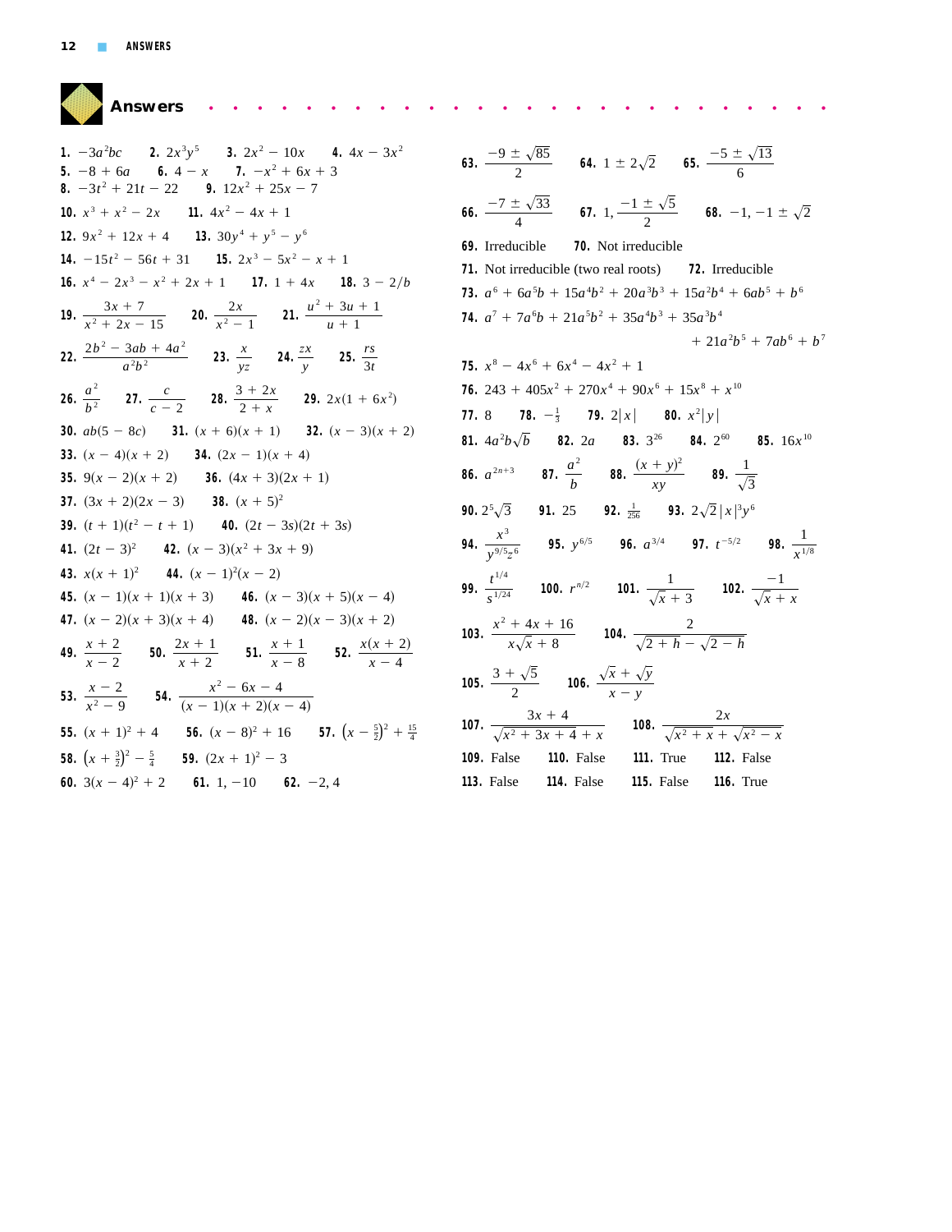# Answers

**1.** $-3a^2bc$ **2.** $2x^3y^5$ **3.** $2x^2 - 10x$ **4.** $4x - 3x^2$

**5.** $-8 + 6a$ **6.** $4 - x$ **7.** $-x^2 + 6x + 3$

**8.** $-3t^2 + 21t - 22$ **9.** $12x^2 + 25x - 7$

**10.** $x^3 + x^2 - 2x$ **11.** $4x^2 - 4x + 1$

**12.** $9x^2 + 12x + 4$ **13.** $30y^4 + y^5 - y^6$

**14.** $-15t^2 - 56t + 31$ **15.** $2x^3 - 5x^2 - x + 1$

**16.** $x^4 - 2x^3 - x^2 + 2x + 1$ **17.** $1 + 4x$ **18.** $3 - 2/b$

**19.** $\dfrac{3x + 7}{x^2 + 2x - 15}$ **20.** $\dfrac{2x}{x^2 - 1}$ **21.** $\dfrac{u^2 + 3u + 1}{u + 1}$

**22.** $\dfrac{2b^2 - 3ab + 4a^2}{a^2b^2}$ **23.** $\dfrac{x}{yz}$ **24.** $\dfrac{zx}{y}$ **25.** $\dfrac{rs}{3t}$

**26.** $\dfrac{a^2}{b^2}$ **27.** $\dfrac{c}{c - 2}$ **28.** $\dfrac{3 + 2x}{2 + x}$ **29.** $2x(1 + 6x^2)$

**30.** $ab(5 - 8c)$ **31.** $(x + 6)(x + 1)$ **32.** $(x - 3)(x + 2)$

**33.** $(x - 4)(x + 2)$ **34.** $(2x - 1)(x + 4)$

**35.** $9(x - 2)(x + 2)$ **36.** $(4x + 3)(2x + 1)$

**37.** $(3x + 2)(2x - 3)$ **38.** $(x + 5)^2$

**39.** $(t + 1)(t^2 - t + 1)$ **40.** $(2t - 3s)(2t + 3s)$

**41.** $(2t - 3)^2$ **42.** $(x - 3)(x^2 + 3x + 9)$

**43.** $x(x + 1)^2$ **44.** $(x - 1)^2(x - 2)$

**45.** $(x - 1)(x + 1)(x + 3)$ **46.** $(x - 3)(x + 5)(x - 4)$

**47.** $(x - 2)(x + 3)(x + 4)$ **48.** $(x - 2)(x - 3)(x + 2)$

**49.** $\dfrac{x + 2}{x - 2}$ **50.** $\dfrac{2x + 1}{x + 2}$ **51.** $\dfrac{x + 1}{x - 8}$ **52.** $\dfrac{x(x + 2)}{x - 4}$

**53.** $\dfrac{x - 2}{x^2 - 9}$ **54.** $\dfrac{x^2 - 6x - 4}{(x - 1)(x + 2)(x - 4)}$

**55.** $(x + 1)^2 + 4$ **56.** $(x - 8)^2 + 16$ **57.** $\left(x - \frac{5}{2}\right)^2 + \frac{15}{4}$

**58.** $\left(x + \frac{3}{2}\right)^2 - \frac{5}{4}$ **59.** $(2x + 1)^2 - 3$

**60.** $3(x - 4)^2 + 2$ **61.** $1, -10$ **62.** $-2, 4$

**63.** $\dfrac{-9 \pm \sqrt{85}}{2}$ **64.** $1 \pm 2\sqrt{2}$ **65.** $\dfrac{-5 \pm \sqrt{13}}{6}$

**66.** $\dfrac{-7 \pm \sqrt{33}}{4}$ **67.** $1, \dfrac{-1 \pm \sqrt{5}}{2}$ **68.** $-1, -1 \pm \sqrt{2}$

**69.** Irreducible **70.** Not irreducible

**71.** Not irreducible (two real roots) **72.** Irreducible

**73.** $a^6 + 6a^5b + 15a^4b^2 + 20a^3b^3 + 15a^2b^4 + 6ab^5 + b^6$

**74.** $a^7 + 7a^6b + 21a^5b^2 + 35a^4b^3 + 35a^3b^4 + 21a^2b^5 + 7ab^6 + b^7$

**75.** $x^8 - 4x^6 + 6x^4 - 4x^2 + 1$

**76.** $243 + 405x^2 + 270x^4 + 90x^6 + 15x^8 + x^{10}$

**77.** $8$ **78.** $-\frac{1}{3}$ **79.** $2|x|$ **80.** $x^2|y|$

**81.** $4a^2b\sqrt{b}$ **82.** $2a$ **83.** $3^{26}$ **84.** $2^{60}$ **85.** $16x^{10}$

**86.** $a^{2n+3}$ **87.** $\dfrac{a^2}{b}$ **88.** $\dfrac{(x + y)^2}{xy}$ **89.** $\dfrac{1}{\sqrt{3}}$

**90.** $2^5\sqrt{3}$ **91.** $25$ **92.** $\frac{1}{256}$ **93.** $2\sqrt{2}\,|x|^3y^6$

**94.** $\dfrac{x^3}{y^{9/5}z^6}$ **95.** $y^{6/5}$ **96.** $a^{3/4}$ **97.** $t^{-5/2}$ **98.** $\dfrac{1}{x^{1/8}}$

**99.** $\dfrac{t^{1/4}}{s^{1/24}}$ **100.** $r^{n/2}$ **101.** $\dfrac{1}{\sqrt{x} + 3}$ **102.** $\dfrac{-1}{\sqrt{x} + x}$

**103.** $\dfrac{x^2 + 4x + 16}{x\sqrt{x} + 8}$ **104.** $\dfrac{2}{\sqrt{2 + h} - \sqrt{2 - h}}$

**105.** $\dfrac{3 + \sqrt{5}}{2}$ **106.** $\dfrac{\sqrt{x} + \sqrt{y}}{x - y}$

**107.** $\dfrac{3x + 4}{\sqrt{x^2 + 3x + 4} + x}$ **108.** $\dfrac{2x}{\sqrt{x^2 + x} + \sqrt{x^2 - x}}$

**109.** False **110.** False **111.** True **112.** False

**113.** False **114.** False **115.** False **116.** True